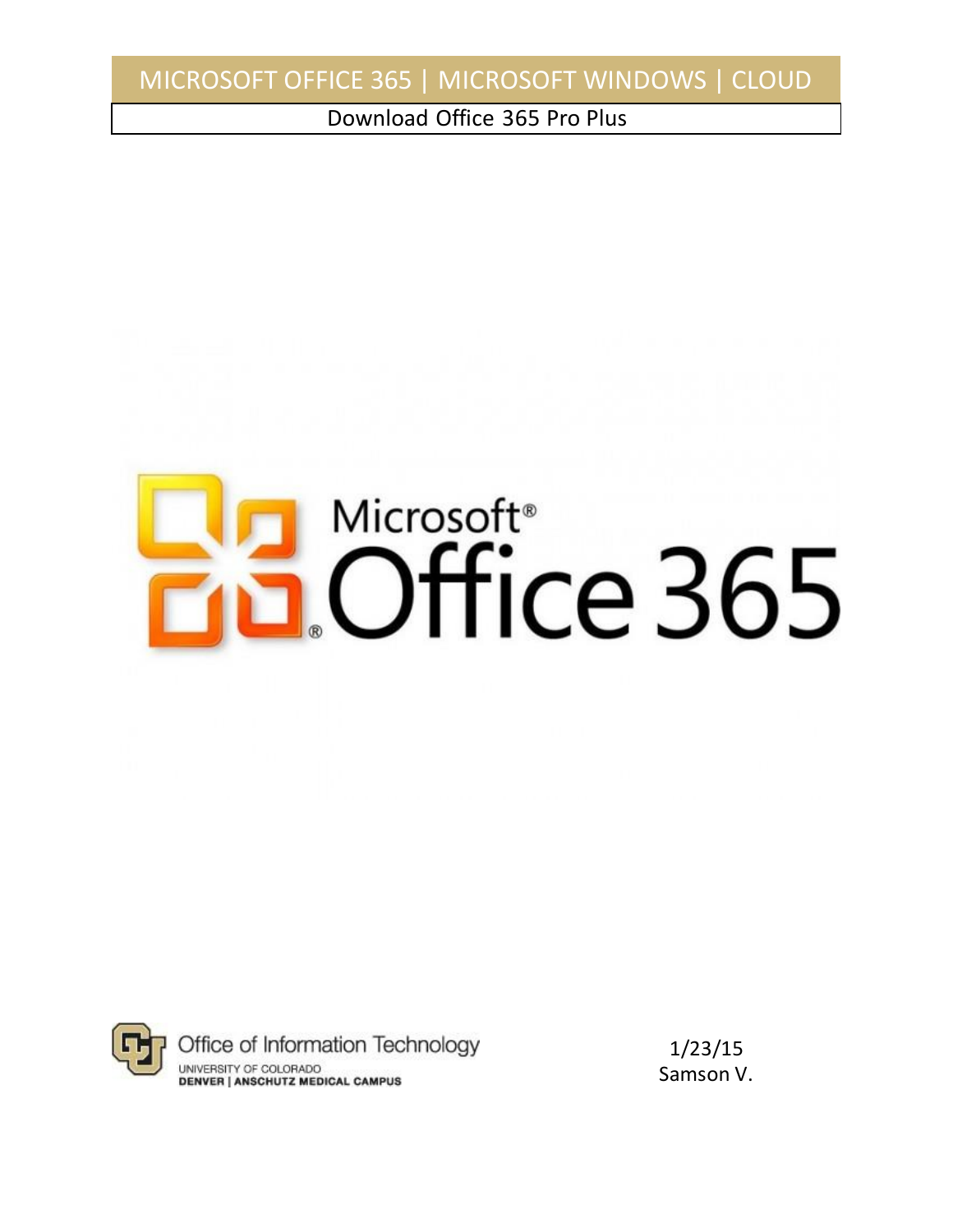# MICROSOFT OFFICE 365 | MICROSOFT WINDOWS | CLOUD

## Download Office 365 Pro Plus

Microsoft® Office 365

Office of Information Technology
UNIVERSITY OF COLORADO
DENVER | ANSCHUTZ MEDICAL CAMPUS

1/23/15
Samson V.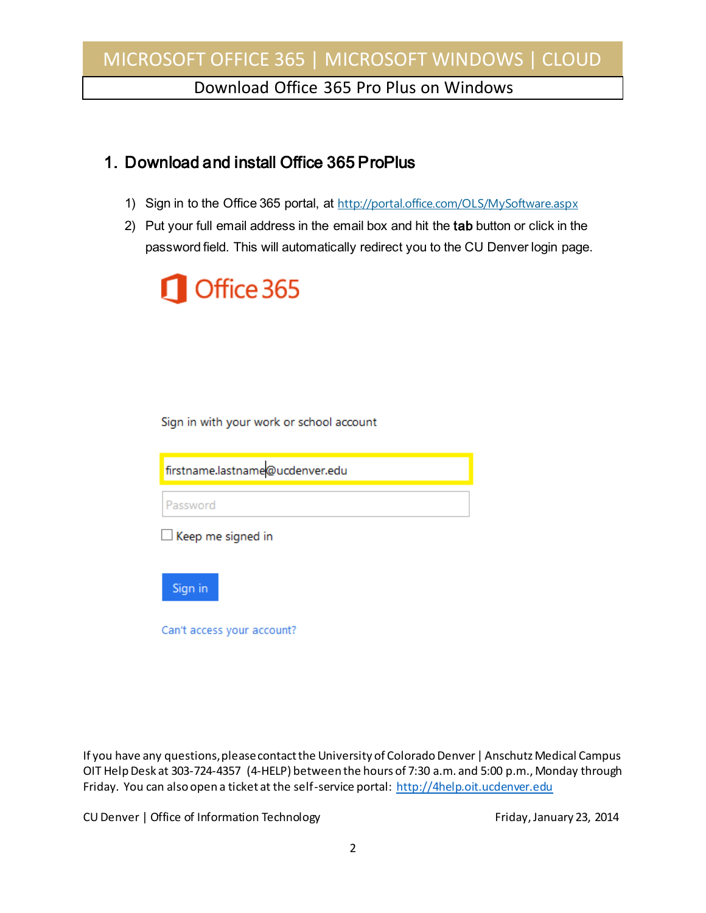## 1. Download and install Office 365 ProPlus

1) Sign in to the Office 365 portal, at http://portal.office.com/OLS/MySoftware.aspx
2) Put your full email address in the email box and hit the **tab** button or click in the password field. This will automatically redirect you to the CU Denver login page.

Office 365

Sign in with your work or school account

firstname.lastname@ucdenver.edu

Password

Keep me signed in

Sign in

Can't access your account?

If you have any questions, please contact the University of Colorado Denver | Anschutz Medical Campus OIT Help Desk at 303-724-4357 (4-HELP) between the hours of 7:30 a.m. and 5:00 p.m., Monday through Friday. You can also open a ticket at the self-service portal: http://4help.oit.ucdenver.edu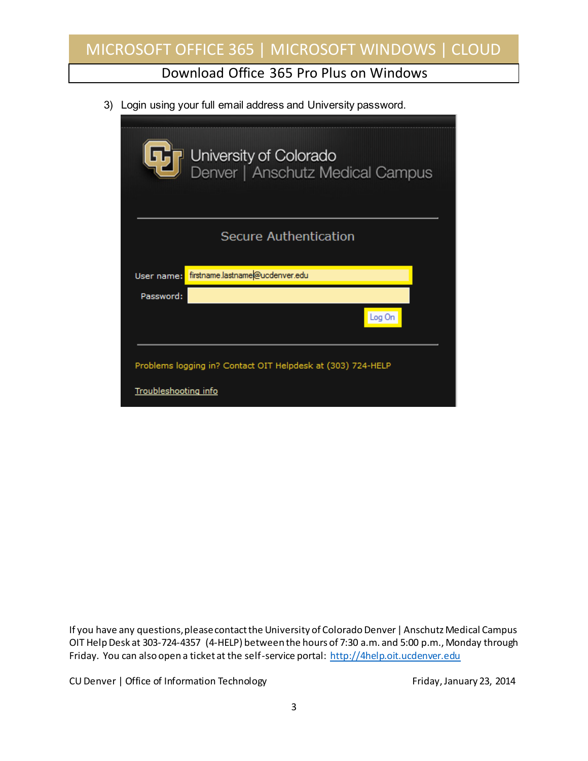3) Login using your full email address and University password.

University of Colorado
Denver | Anschutz Medical Campus

Secure Authentication

User name: firstname.lastname@ucdenver.edu

Password:

Log On

Problems logging in? Contact OIT Helpdesk at (303) 724-HELP

Troubleshooting info

If you have any questions, please contact the University of Colorado Denver | Anschutz Medical Campus OIT Help Desk at 303-724-4357 (4-HELP) between the hours of 7:30 a.m. and 5:00 p.m., Monday through Friday. You can also open a ticket at the self-service portal: http://4help.oit.ucdenver.edu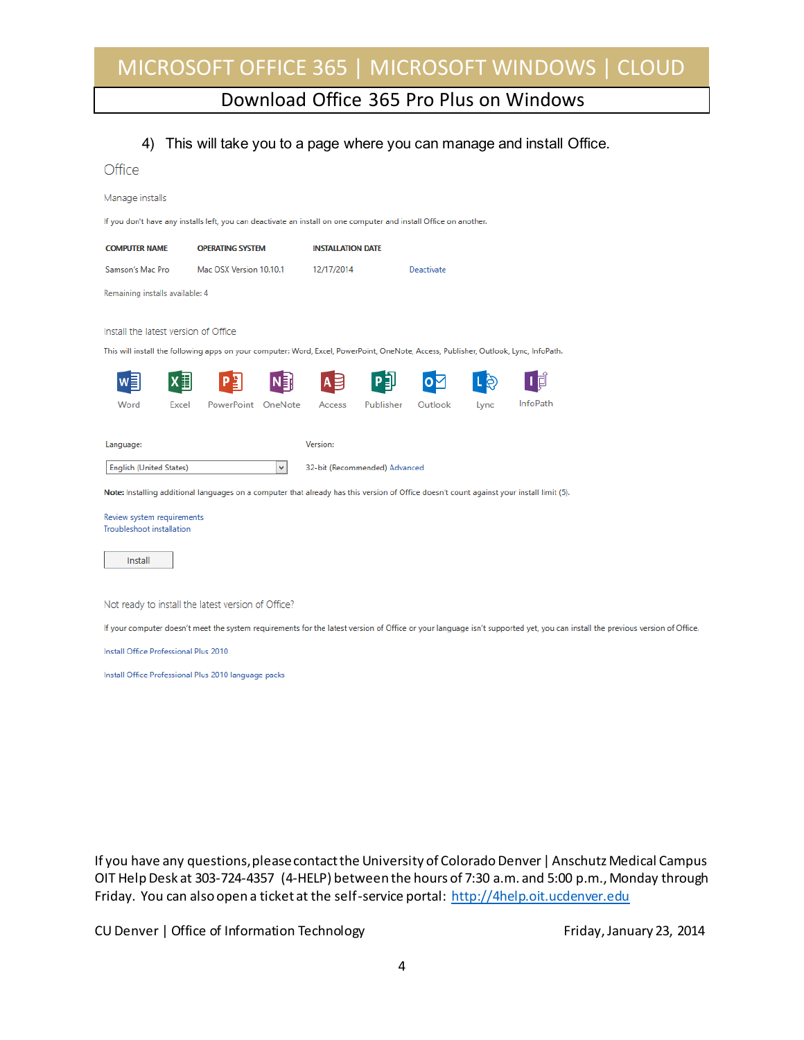4) This will take you to a page where you can manage and install Office.

Office

Manage installs

If you don't have any installs left, you can deactivate an install on one computer and install Office on another.

| COMPUTER NAME | OPERATING SYSTEM | INSTALLATION DATE | |
|---|---|---|---|
| Samson's Mac Pro | Mac OSX Version 10.10.1 | 12/17/2014 | Deactivate |

Remaining installs available: 4

Install the latest version of Office

This will install the following apps on your computer: Word, Excel, PowerPoint, OneNote, Access, Publisher, Outlook, Lync, InfoPath.

Word Excel PowerPoint OneNote Access Publisher Outlook Lync InfoPath

Language: English (United States)

Version: 32-bit (Recommended) Advanced

**Note:** Installing additional languages on a computer that already has this version of Office doesn't count against your install limit (5).

Review system requirements
Troubleshoot installation

Install

Not ready to install the latest version of Office?

If your computer doesn't meet the system requirements for the latest version of Office or your language isn't supported yet, you can install the previous version of Office.

Install Office Professional Plus 2010

Install Office Professional Plus 2010 language packs

If you have any questions, please contact the University of Colorado Denver | Anschutz Medical Campus OIT Help Desk at 303-724-4357 (4-HELP) between the hours of 7:30 a.m. and 5:00 p.m., Monday through Friday. You can also open a ticket at the self-service portal: http://4help.oit.ucdenver.edu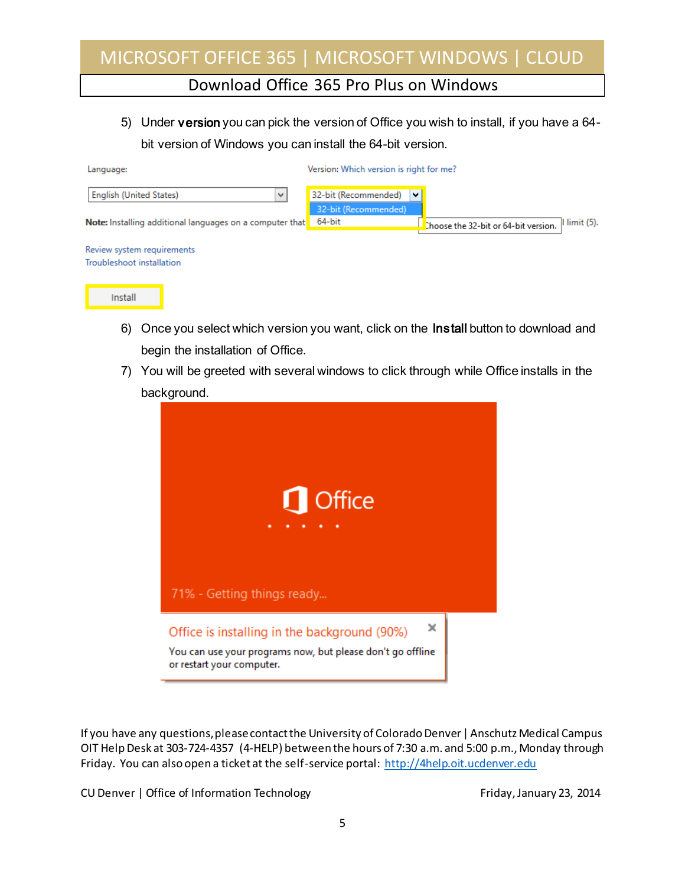5) Under **version** you can pick the version of Office you wish to install, if you have a 64-bit version of Windows you can install the 64-bit version.

6) Once you select which version you want, click on the **Install** button to download and begin the installation of Office.

7) You will be greeted with several windows to click through while Office installs in the background.

If you have any questions, please contact the University of Colorado Denver | Anschutz Medical Campus OIT Help Desk at 303-724-4357 (4-HELP) between the hours of 7:30 a.m. and 5:00 p.m., Monday through Friday. You can also open a ticket at the self-service portal: [http://4help.oit.ucdenver.edu](http://4help.oit.ucdenver.edu)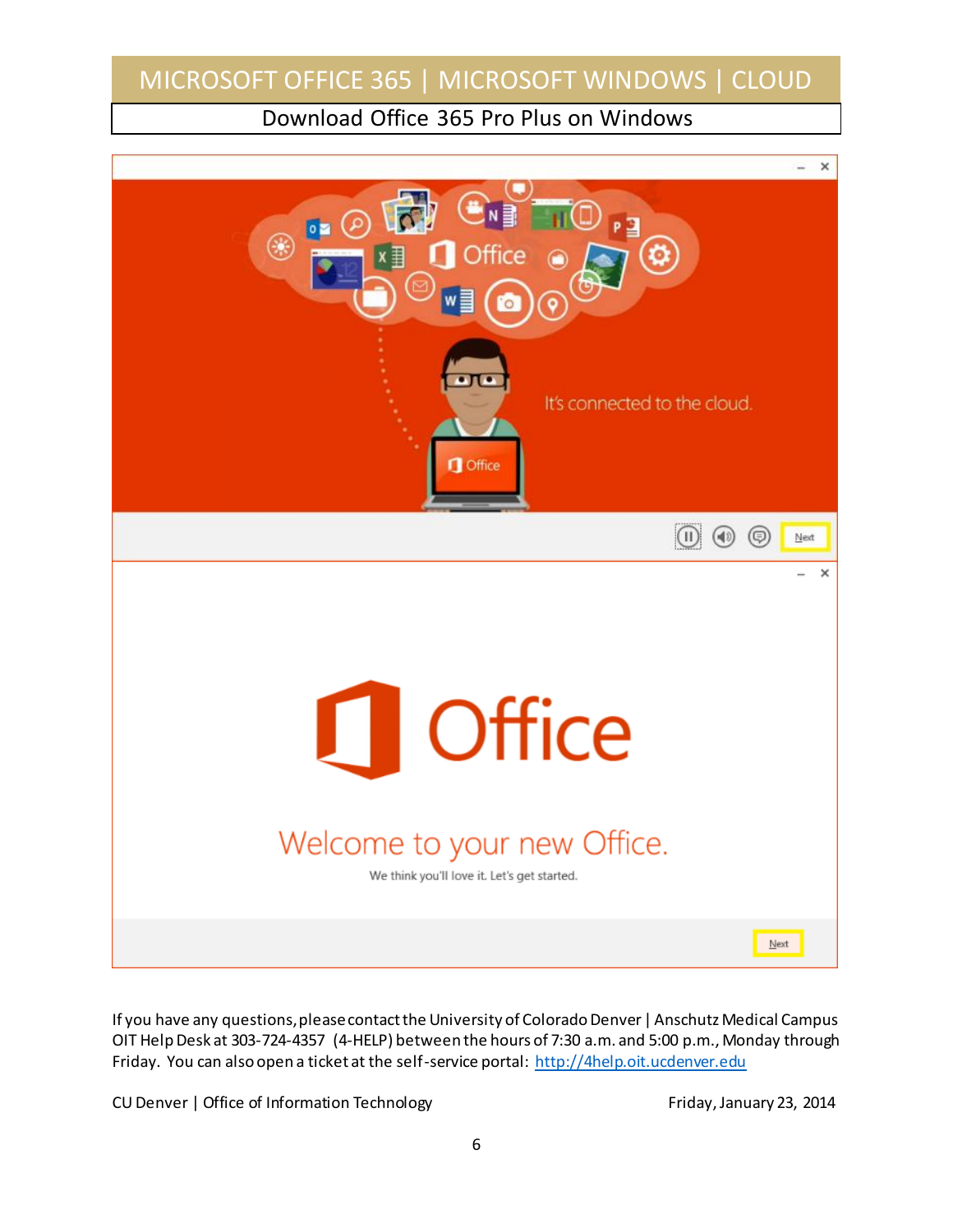If you have any questions, please contact the University of Colorado Denver | Anschutz Medical Campus OIT Help Desk at 303-724-4357 (4-HELP) between the hours of 7:30 a.m. and 5:00 p.m., Monday through Friday. You can also open a ticket at the self-service portal: http://4help.oit.ucdenver.edu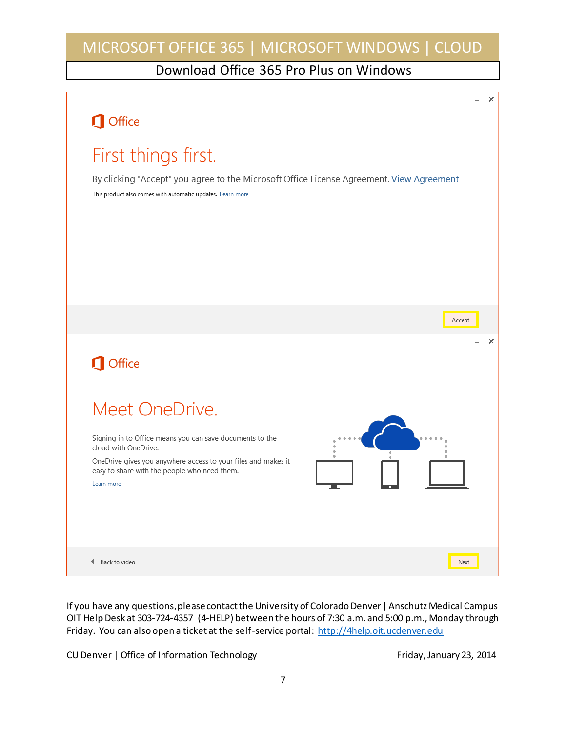Office

First things first.

By clicking "Accept" you agree to the Microsoft Office License Agreement. View Agreement

This product also comes with automatic updates. Learn more

Accept

Office

Meet OneDrive.

Signing in to Office means you can save documents to the cloud with OneDrive.

OneDrive gives you anywhere access to your files and makes it easy to share with the people who need them.

Learn more

Back to video

Next

If you have any questions, please contact the University of Colorado Denver | Anschutz Medical Campus OIT Help Desk at 303-724-4357 (4-HELP) between the hours of 7:30 a.m. and 5:00 p.m., Monday through Friday. You can also open a ticket at the self-service portal: http://4help.oit.ucdenver.edu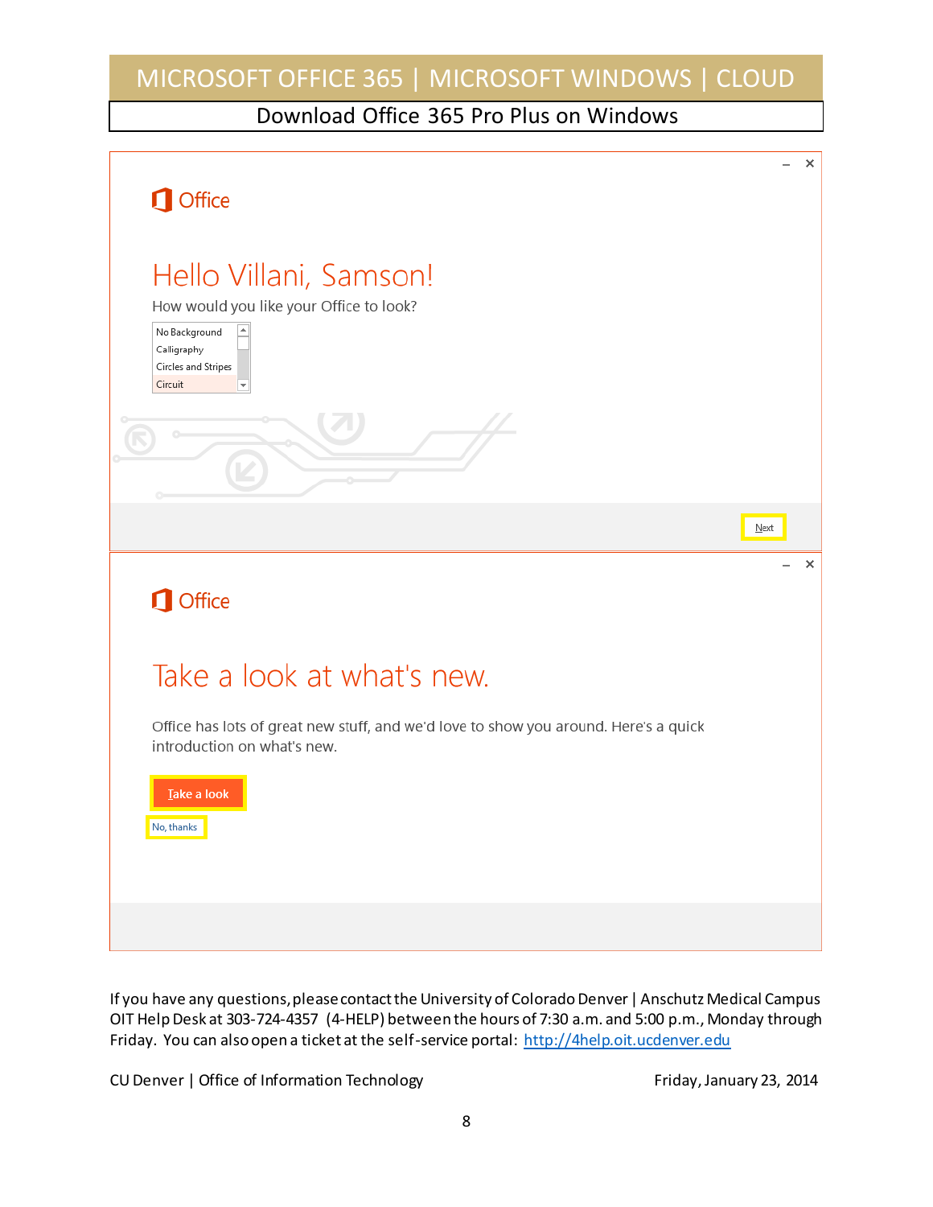Office

# Hello Villani, Samson!

How would you like your Office to look?

- No Background
- Calligraphy
- Circles and Stripes
- Circuit

Next

Office

# Take a look at what's new.

Office has lots of great new stuff, and we'd love to show you around. Here's a quick introduction on what's new.

Take a look

No, thanks

If you have any questions, please contact the University of Colorado Denver | Anschutz Medical Campus OIT Help Desk at 303-724-4357 (4-HELP) between the hours of 7:30 a.m. and 5:00 p.m., Monday through Friday. You can also open a ticket at the self-service portal: http://4help.oit.ucdenver.edu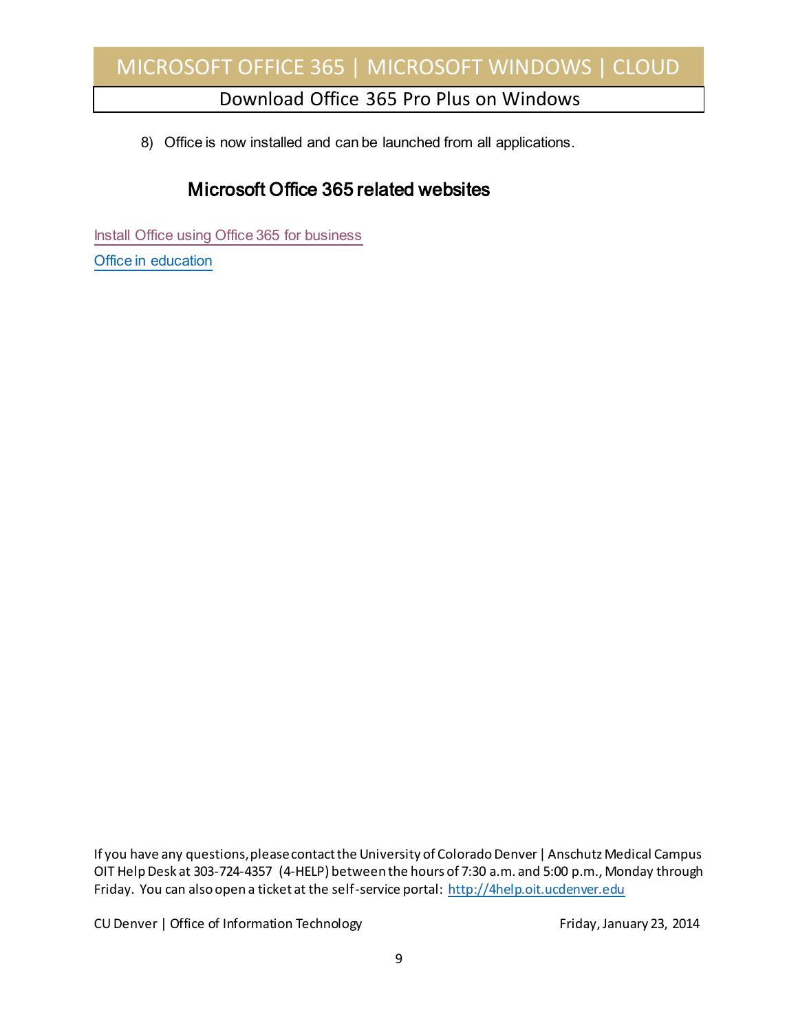8) Office is now installed and can be launched from all applications.

## Microsoft Office 365 related websites

Install Office using Office 365 for business

Office in education

If you have any questions, please contact the University of Colorado Denver | Anschutz Medical Campus OIT Help Desk at 303-724-4357 (4-HELP) between the hours of 7:30 a.m. and 5:00 p.m., Monday through Friday. You can also open a ticket at the self-service portal: http://4help.oit.ucdenver.edu